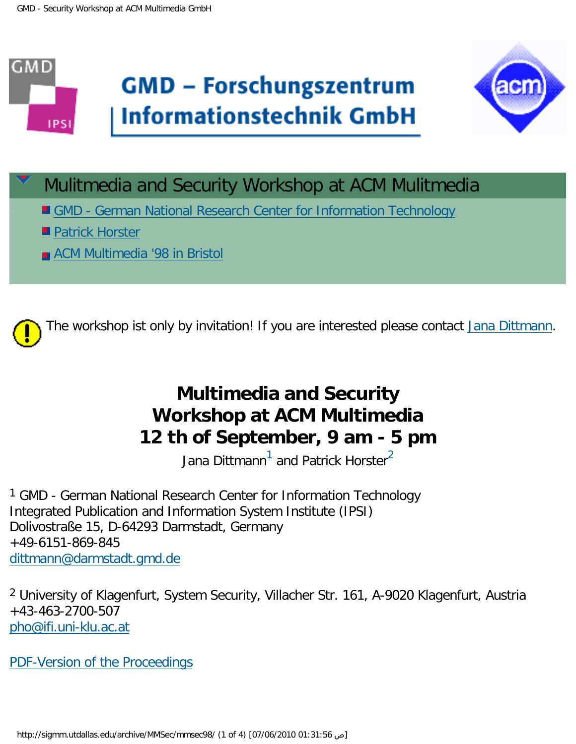GMD – Forschungszentrum Informationstechnik GmbH

## Mulitmedia and Security Workshop at ACM Mulitmedia

- GMD - German National Research Center for Information Technology
- Patrick Horster
- ACM Multimedia '98 in Bristol

The workshop ist only by invitation! If you are interested please contact Jana Dittmann.

# Multimedia and Security Workshop at ACM Multimedia 12 th of September, 9 am - 5 pm

Jana Dittmann[1] and Patrick Horster[2]

[1] GMD - German National Research Center for Information Technology
Integrated Publication and Information System Institute (IPSI)
Dolivostraße 15, D-64293 Darmstadt, Germany
+49-6151-869-845
dittmann@darmstadt.gmd.de

[2] University of Klagenfurt, System Security, Villacher Str. 161, A-9020 Klagenfurt, Austria
+43-463-2700-507
pho@ifi.uni-klu.ac.at

PDF-Version of the Proceedings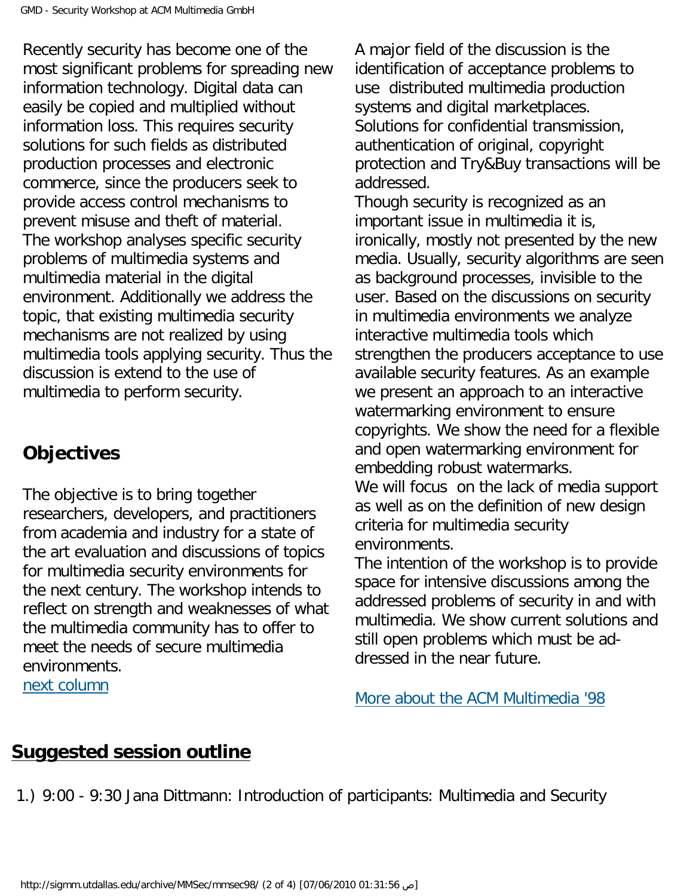Recently security has become one of the most significant problems for spreading new information technology. Digital data can easily be copied and multiplied without information loss. This requires security solutions for such fields as distributed production processes and electronic commerce, since the producers seek to provide access control mechanisms to prevent misuse and theft of material.
The workshop analyses specific security problems of multimedia systems and multimedia material in the digital environment. Additionally we address the topic, that existing multimedia security mechanisms are not realized by using multimedia tools applying security. Thus the discussion is extend to the use of multimedia to perform security.

## Objectives

The objective is to bring together researchers, developers, and practitioners from academia and industry for a state of the art evaluation and discussions of topics for multimedia security environments for the next century. The workshop intends to reflect on strength and weaknesses of what the multimedia community has to offer to meet the needs of secure multimedia environments.
[next column]

A major field of the discussion is the identification of acceptance problems to use distributed multimedia production systems and digital marketplaces. Solutions for confidential transmission, authentication of original, copyright protection and Try&Buy transactions will be addressed.
Though security is recognized as an important issue in multimedia it is, ironically, mostly not presented by the new media. Usually, security algorithms are seen as background processes, invisible to the user. Based on the discussions on security in multimedia environments we analyze interactive multimedia tools which strengthen the producers acceptance to use available security features. As an example we present an approach to an interactive watermarking environment to ensure copyrights. We show the need for a flexible and open watermarking environment for embedding robust watermarks.
We will focus on the lack of media support as well as on the definition of new design criteria for multimedia security environments.
The intention of the workshop is to provide space for intensive discussions among the addressed problems of security in and with multimedia. We show current solutions and still open problems which must be ad-dressed in the near future.

[More about the ACM Multimedia '98]

## Suggested session outline

1.) 9:00 - 9:30 Jana Dittmann: Introduction of participants: Multimedia and Security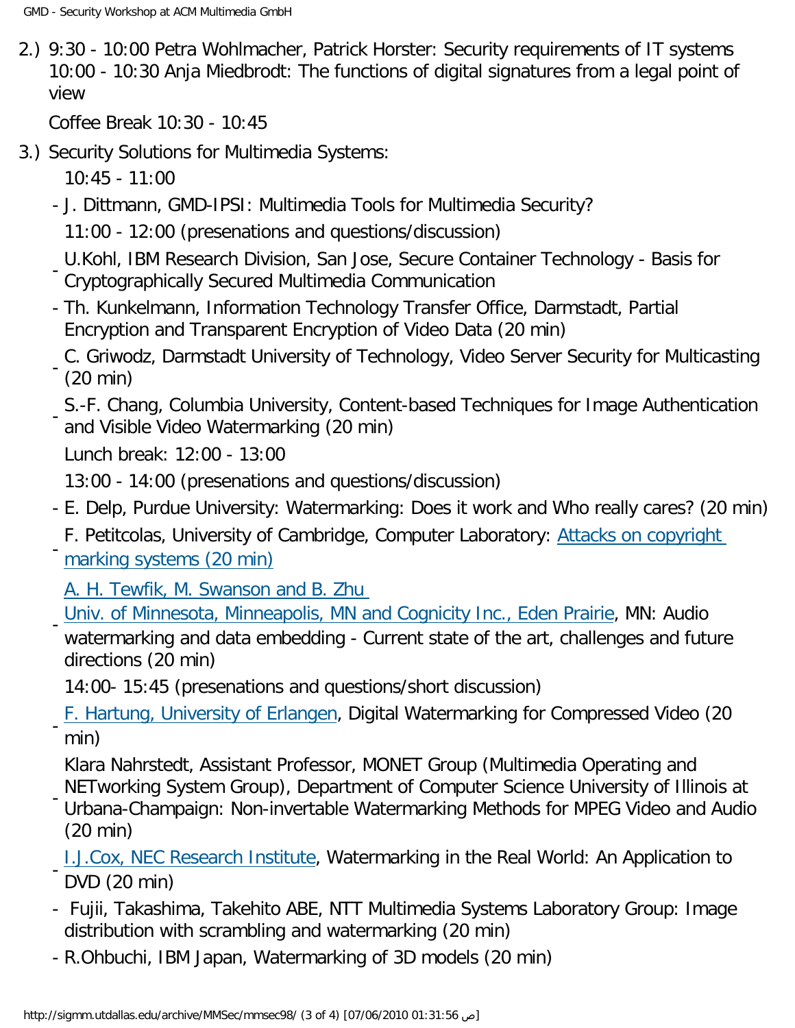2.) 9:30 - 10:00 Petra Wohlmacher, Patrick Horster: Security requirements of IT systems
   10:00 - 10:30 Anja Miedbrodt: The functions of digital signatures from a legal point of view

   Coffee Break 10:30 - 10:45

3.) Security Solutions for Multimedia Systems:

   10:45 - 11:00

   - J. Dittmann, GMD-IPSI: Multimedia Tools for Multimedia Security?

   11:00 - 12:00 (presenations and questions/discussion)

   - U.Kohl, IBM Research Division, San Jose, Secure Container Technology - Basis for Cryptographically Secured Multimedia Communication
   - Th. Kunkelmann, Information Technology Transfer Office, Darmstadt, Partial Encryption and Transparent Encryption of Video Data (20 min)
   - C. Griwodz, Darmstadt University of Technology, Video Server Security for Multicasting (20 min)
   - S.-F. Chang, Columbia University, Content-based Techniques for Image Authentication and Visible Video Watermarking (20 min)

   Lunch break: 12:00 - 13:00

   13:00 - 14:00 (presenations and questions/discussion)

   - E. Delp, Purdue University: Watermarking: Does it work and Who really cares? (20 min)
   - F. Petitcolas, University of Cambridge, Computer Laboratory: Attacks on copyright marking systems (20 min)
   - A. H. Tewfik, M. Swanson and B. Zhu
     Univ. of Minnesota, Minneapolis, MN and Cognicity Inc., Eden Prairie, MN: Audio watermarking and data embedding - Current state of the art, challenges and future directions (20 min)

   14:00- 15:45 (presenations and questions/short discussion)

   - F. Hartung, University of Erlangen, Digital Watermarking for Compressed Video (20 min)
   - Klara Nahrstedt, Assistant Professor, MONET Group (Multimedia Operating and NETworking System Group), Department of Computer Science University of Illinois at Urbana-Champaign: Non-invertable Watermarking Methods for MPEG Video and Audio (20 min)
   - I.J.Cox, NEC Research Institute, Watermarking in the Real World: An Application to DVD (20 min)
   - Fujii, Takashima, Takehito ABE, NTT Multimedia Systems Laboratory Group: Image distribution with scrambling and watermarking (20 min)
   - R.Ohbuchi, IBM Japan, Watermarking of 3D models (20 min)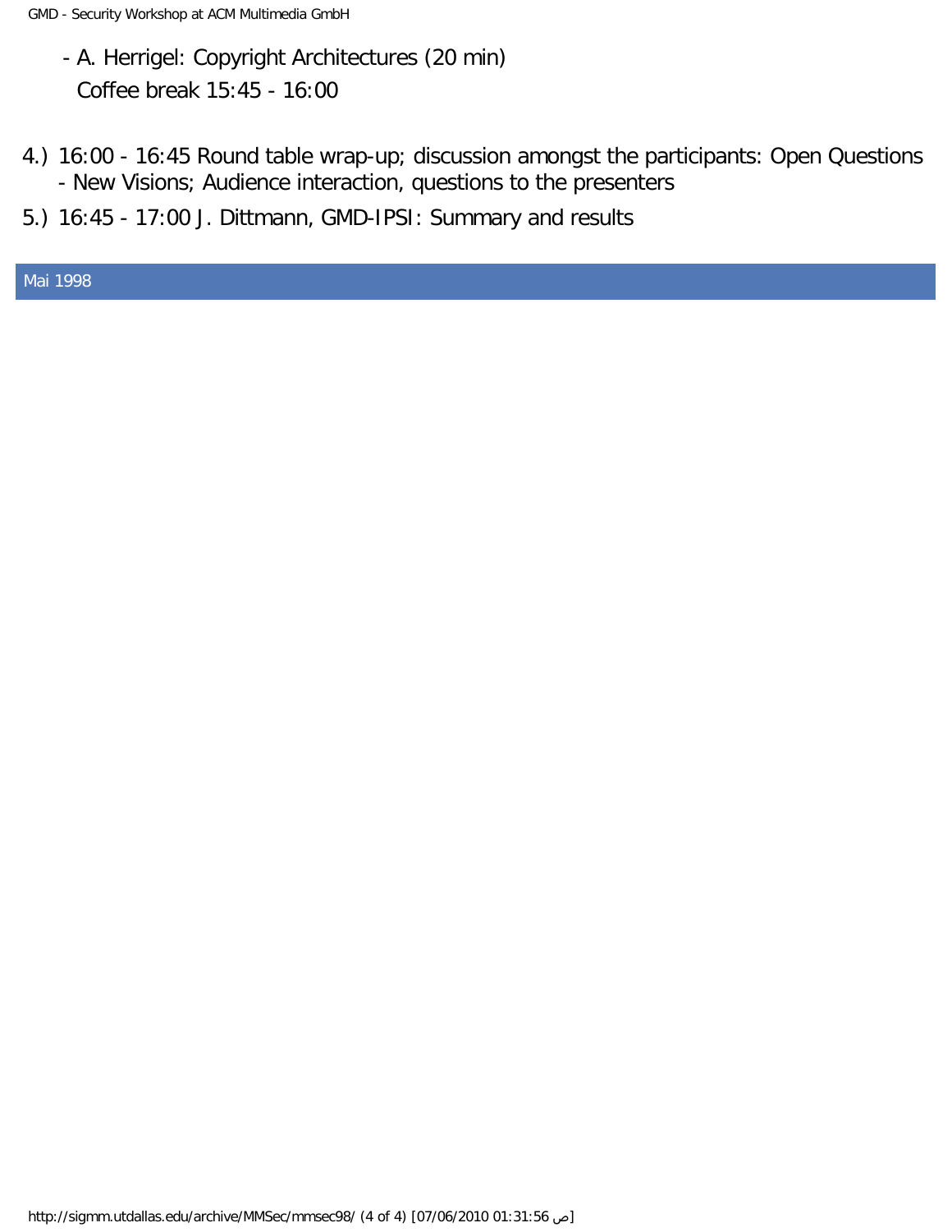- A. Herrigel: Copyright Architectures (20 min)

  Coffee break 15:45 - 16:00

4.) 16:00 - 16:45 Round table wrap-up; discussion amongst the participants: Open Questions - New Visions; Audience interaction, questions to the presenters

5.) 16:45 - 17:00 J. Dittmann, GMD-IPSI: Summary and results

Mai 1998